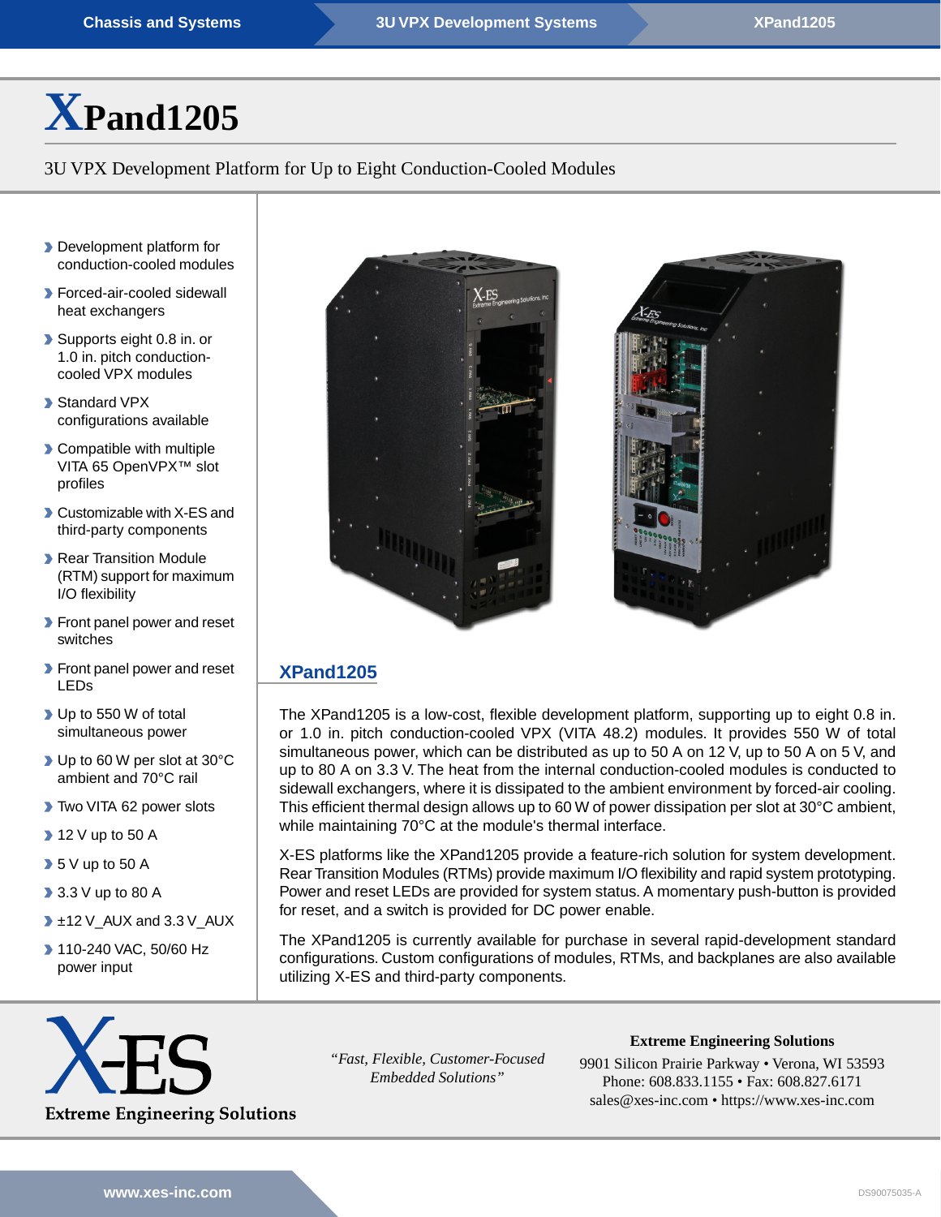# XPand1205

3U VPX Development Platform for Up to Eight Conduction-Cooled Modules

- Development platform for conduction-cooled modules
- Forced-air-cooled sidewall heat exchangers
- Supports eight 0.8 in. or 1.0 in. pitch conduction-cooled VPX modules
- Standard VPX configurations available
- Compatible with multiple VITA 65 OpenVPX™ slot profiles
- Customizable with X-ES and third-party components
- Rear Transition Module (RTM) support for maximum I/O flexibility
- Front panel power and reset switches
- Front panel power and reset LEDs
- Up to 550 W of total simultaneous power
- Up to 60 W per slot at 30°C ambient and 70°C rail
- Two VITA 62 power slots
- 12 V up to 50 A
- 5 V up to 50 A
- 3.3 V up to 80 A
- ±12 V_AUX and 3.3 V_AUX
- 110-240 VAC, 50/60 Hz power input

## XPand1205

The XPand1205 is a low-cost, flexible development platform, supporting up to eight 0.8 in. or 1.0 in. pitch conduction-cooled VPX (VITA 48.2) modules. It provides 550 W of total simultaneous power, which can be distributed as up to 50 A on 12 V, up to 50 A on 5 V, and up to 80 A on 3.3 V. The heat from the internal conduction-cooled modules is conducted to sidewall exchangers, where it is dissipated to the ambient environment by forced-air cooling. This efficient thermal design allows up to 60 W of power dissipation per slot at 30°C ambient, while maintaining 70°C at the module's thermal interface.

X-ES platforms like the XPand1205 provide a feature-rich solution for system development. Rear Transition Modules (RTMs) provide maximum I/O flexibility and rapid system prototyping. Power and reset LEDs are provided for system status. A momentary push-button is provided for reset, and a switch is provided for DC power enable.

The XPand1205 is currently available for purchase in several rapid-development standard configurations. Custom configurations of modules, RTMs, and backplanes are also available utilizing X-ES and third-party components.

X-ES Extreme Engineering Solutions

*"Fast, Flexible, Customer-Focused Embedded Solutions"*

**Extreme Engineering Solutions**
9901 Silicon Prairie Parkway • Verona, WI 53593
Phone: 608.833.1155 • Fax: 608.827.6171
sales@xes-inc.com • https://www.xes-inc.com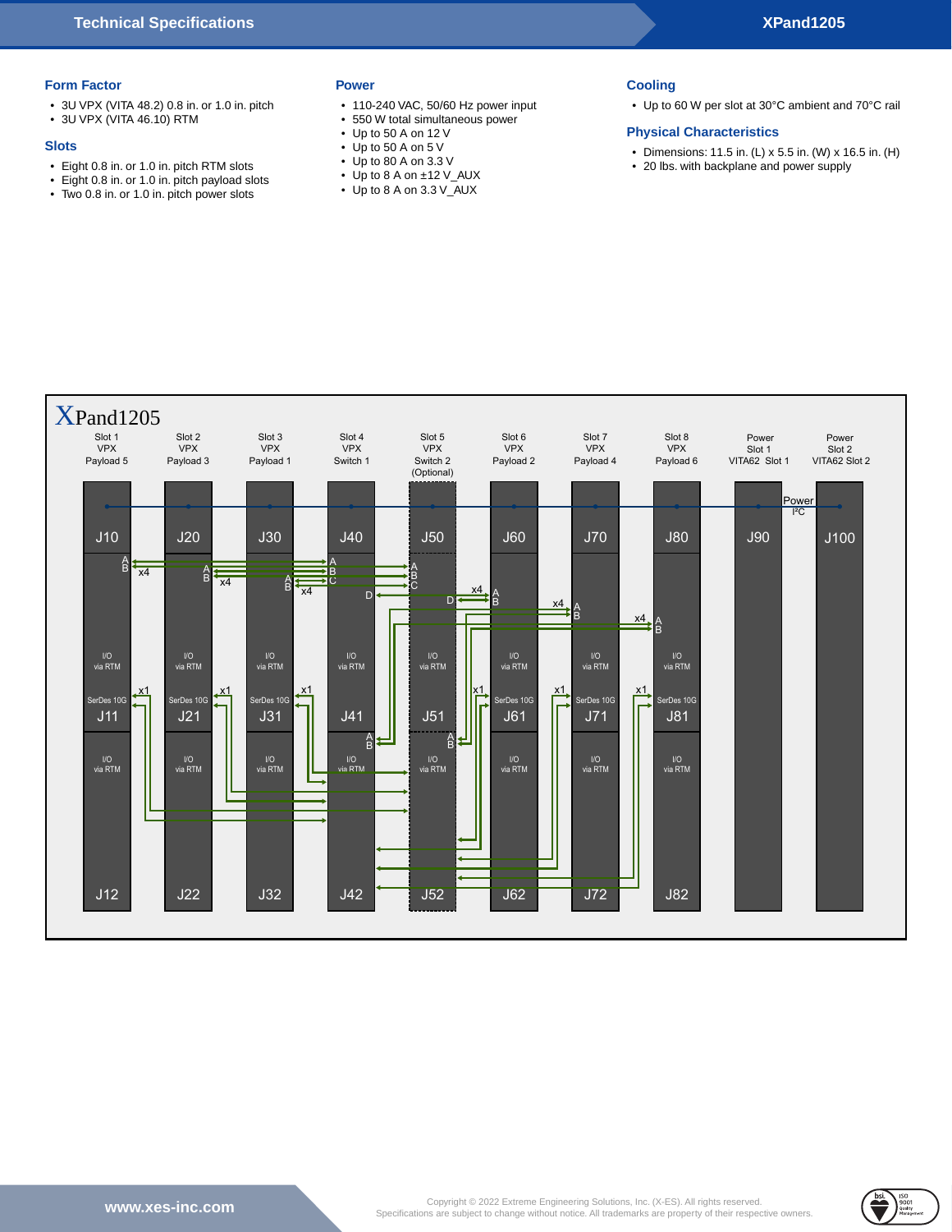## Form Factor

- 3U VPX (VITA 48.2) 0.8 in. or 1.0 in. pitch
- 3U VPX (VITA 46.10) RTM

## Slots

- Eight 0.8 in. or 1.0 in. pitch RTM slots
- Eight 0.8 in. or 1.0 in. pitch payload slots
- Two 0.8 in. or 1.0 in. pitch power slots

## Power

- 110-240 VAC, 50/60 Hz power input
- 550 W total simultaneous power
- Up to 50 A on 12 V
- Up to 50 A on 5 V
- Up to 80 A on 3.3 V
- Up to 8 A on ±12 V_AUX
- Up to 8 A on 3.3 V_AUX

## Cooling

- Up to 60 W per slot at 30°C ambient and 70°C rail

## Physical Characteristics

- Dimensions: 11.5 in. (L) x 5.5 in. (W) x 16.5 in. (H)
- 20 lbs. with backplane and power supply

XPand1205

Slot 1 VPX Payload 5
Slot 2 VPX Payload 3
Slot 3 VPX Payload 1
Slot 4 VPX Switch 1
Slot 5 VPX Switch 2 (Optional)
Slot 6 VPX Payload 2
Slot 7 VPX Payload 4
Slot 8 VPX Payload 6
Power Slot 1 VITA62 Slot 1
Power Slot 2 VITA62 Slot 2

Power I²C

J10 J20 J30 J40 J50 J60 J70 J80 J90 J100

A B C D

x4 x1

I/O via RTM

SerDes 10G

J11 J21 J31 J41 J51 J61 J71 J81

J12 J22 J32 J42 J52 J62 J72 J82